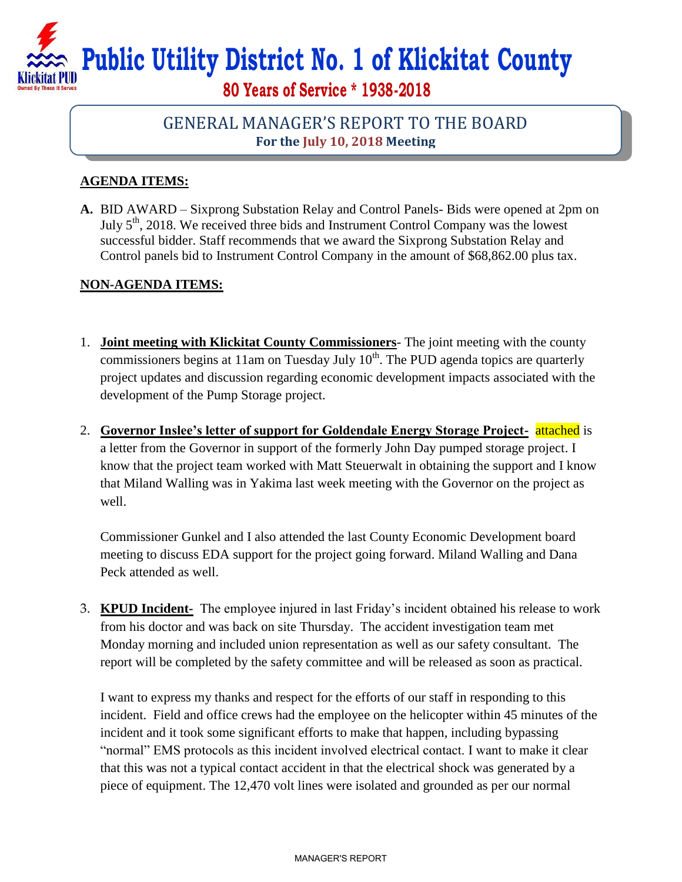# Public Utility District No. 1 of Klickitat County

**80 Years of Service * 1938-2018**

## GENERAL MANAGER'S REPORT TO THE BOARD
**For the July 10, 2018 Meeting**

**AGENDA ITEMS:**

**A.** BID AWARD – Sixprong Substation Relay and Control Panels- Bids were opened at 2pm on July 5th, 2018. We received three bids and Instrument Control Company was the lowest successful bidder. Staff recommends that we award the Sixprong Substation Relay and Control panels bid to Instrument Control Company in the amount of $68,862.00 plus tax.

**NON-AGENDA ITEMS:**

1. **Joint meeting with Klickitat County Commissioners**- The joint meeting with the county commissioners begins at 11am on Tuesday July 10th. The PUD agenda topics are quarterly project updates and discussion regarding economic development impacts associated with the development of the Pump Storage project.

2. **Governor Inslee's letter of support for Goldendale Energy Storage Project**- attached is a letter from the Governor in support of the formerly John Day pumped storage project. I know that the project team worked with Matt Steuerwalt in obtaining the support and I know that Miland Walling was in Yakima last week meeting with the Governor on the project as well.

   Commissioner Gunkel and I also attended the last County Economic Development board meeting to discuss EDA support for the project going forward. Miland Walling and Dana Peck attended as well.

3. **KPUD Incident-** The employee injured in last Friday's incident obtained his release to work from his doctor and was back on site Thursday. The accident investigation team met Monday morning and included union representation as well as our safety consultant. The report will be completed by the safety committee and will be released as soon as practical.

   I want to express my thanks and respect for the efforts of our staff in responding to this incident. Field and office crews had the employee on the helicopter within 45 minutes of the incident and it took some significant efforts to make that happen, including bypassing "normal" EMS protocols as this incident involved electrical contact. I want to make it clear that this was not a typical contact accident in that the electrical shock was generated by a piece of equipment. The 12,470 volt lines were isolated and grounded as per our normal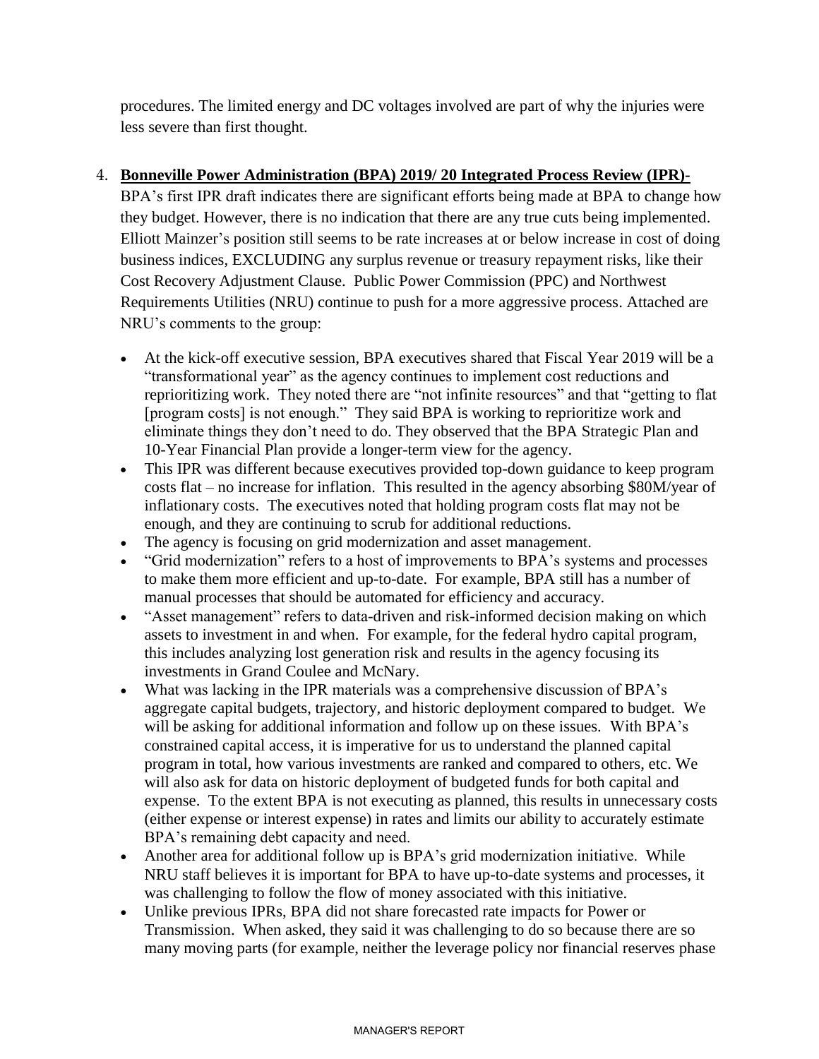procedures. The limited energy and DC voltages involved are part of why the injuries were less severe than first thought.

4. **Bonneville Power Administration (BPA) 2019/ 20 Integrated Process Review (IPR)-** BPA's first IPR draft indicates there are significant efforts being made at BPA to change how they budget. However, there is no indication that there are any true cuts being implemented. Elliott Mainzer's position still seems to be rate increases at or below increase in cost of doing business indices, EXCLUDING any surplus revenue or treasury repayment risks, like their Cost Recovery Adjustment Clause. Public Power Commission (PPC) and Northwest Requirements Utilities (NRU) continue to push for a more aggressive process. Attached are NRU's comments to the group:

   - At the kick-off executive session, BPA executives shared that Fiscal Year 2019 will be a "transformational year" as the agency continues to implement cost reductions and reprioritizing work. They noted there are "not infinite resources" and that "getting to flat [program costs] is not enough." They said BPA is working to reprioritize work and eliminate things they don't need to do. They observed that the BPA Strategic Plan and 10-Year Financial Plan provide a longer-term view for the agency.
   - This IPR was different because executives provided top-down guidance to keep program costs flat – no increase for inflation. This resulted in the agency absorbing $80M/year of inflationary costs. The executives noted that holding program costs flat may not be enough, and they are continuing to scrub for additional reductions.
   - The agency is focusing on grid modernization and asset management.
   - "Grid modernization" refers to a host of improvements to BPA's systems and processes to make them more efficient and up-to-date. For example, BPA still has a number of manual processes that should be automated for efficiency and accuracy.
   - "Asset management" refers to data-driven and risk-informed decision making on which assets to investment in and when. For example, for the federal hydro capital program, this includes analyzing lost generation risk and results in the agency focusing its investments in Grand Coulee and McNary.
   - What was lacking in the IPR materials was a comprehensive discussion of BPA's aggregate capital budgets, trajectory, and historic deployment compared to budget. We will be asking for additional information and follow up on these issues. With BPA's constrained capital access, it is imperative for us to understand the planned capital program in total, how various investments are ranked and compared to others, etc. We will also ask for data on historic deployment of budgeted funds for both capital and expense. To the extent BPA is not executing as planned, this results in unnecessary costs (either expense or interest expense) in rates and limits our ability to accurately estimate BPA's remaining debt capacity and need.
   - Another area for additional follow up is BPA's grid modernization initiative. While NRU staff believes it is important for BPA to have up-to-date systems and processes, it was challenging to follow the flow of money associated with this initiative.
   - Unlike previous IPRs, BPA did not share forecasted rate impacts for Power or Transmission. When asked, they said it was challenging to do so because there are so many moving parts (for example, neither the leverage policy nor financial reserves phase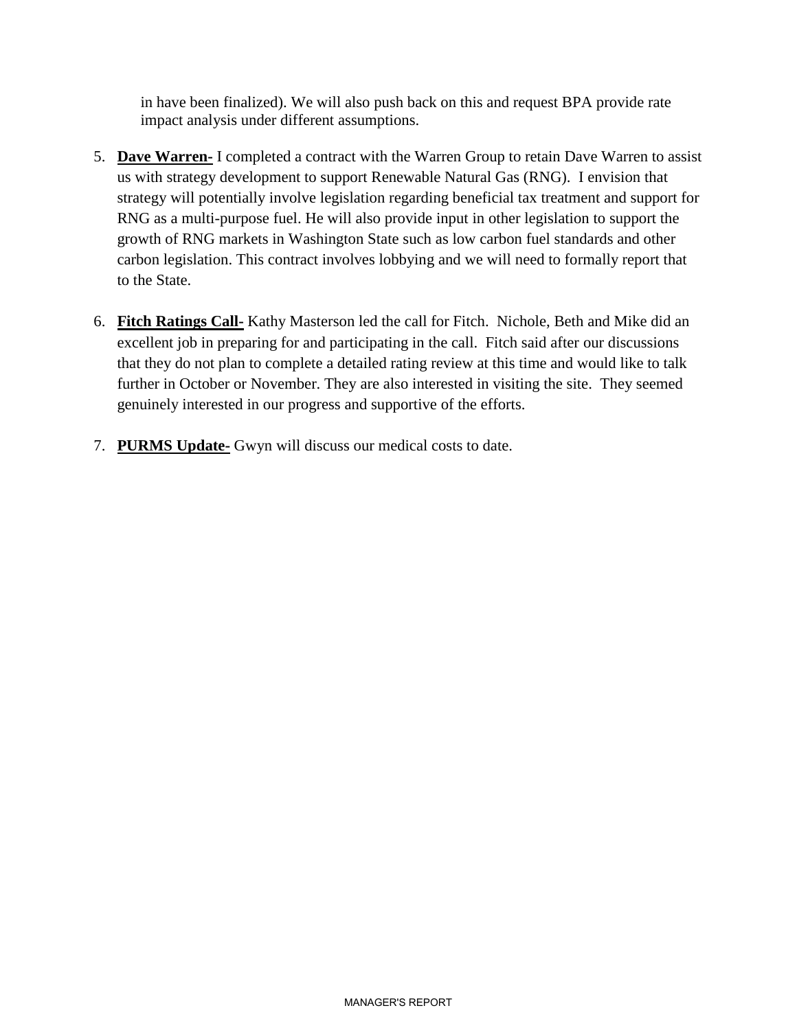in have been finalized). We will also push back on this and request BPA provide rate impact analysis under different assumptions.

5. **Dave Warren-** I completed a contract with the Warren Group to retain Dave Warren to assist us with strategy development to support Renewable Natural Gas (RNG). I envision that strategy will potentially involve legislation regarding beneficial tax treatment and support for RNG as a multi-purpose fuel. He will also provide input in other legislation to support the growth of RNG markets in Washington State such as low carbon fuel standards and other carbon legislation. This contract involves lobbying and we will need to formally report that to the State.

6. **Fitch Ratings Call-** Kathy Masterson led the call for Fitch. Nichole, Beth and Mike did an excellent job in preparing for and participating in the call. Fitch said after our discussions that they do not plan to complete a detailed rating review at this time and would like to talk further in October or November. They are also interested in visiting the site. They seemed genuinely interested in our progress and supportive of the efforts.

7. **PURMS Update-** Gwyn will discuss our medical costs to date.